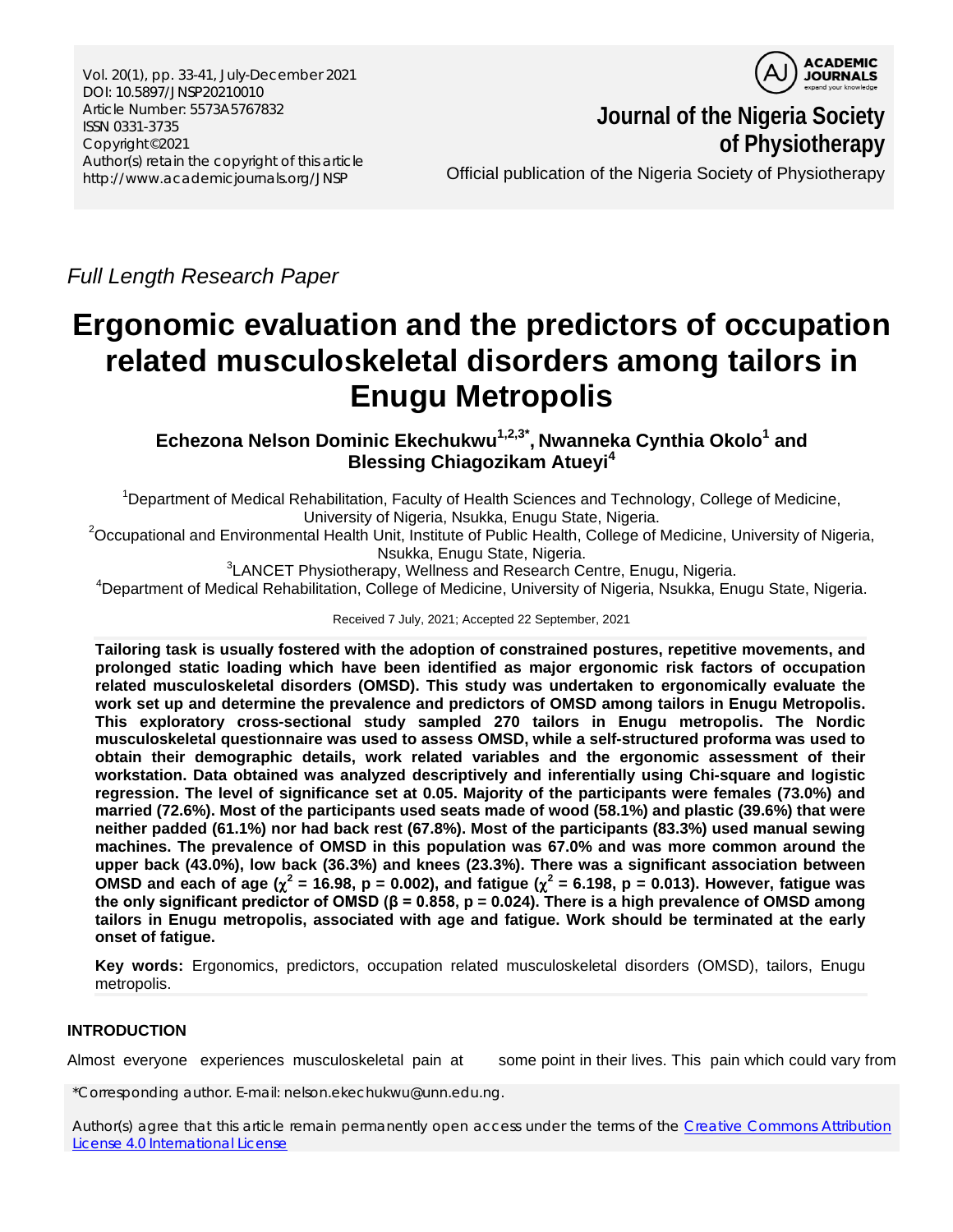Vol. 20(1), pp. 33-41, July-December 2021
DOI: 10.5897/JNSP20210010
Article Number: 5573A5767832
ISSN 0331-3735
Copyright©2021
Author(s) retain the copyright of this article
http://www.academicjournals.org/JNSP

**Journal of the Nigeria Society of Physiotherapy**

Official publication of the Nigeria Society of Physiotherapy

*Full Length Research Paper*

# Ergonomic evaluation and the predictors of occupation related musculoskeletal disorders among tailors in Enugu Metropolis

**Echezona Nelson Dominic Ekechukwu[1,2,3*], Nwanneka Cynthia Okolo[1] and Blessing Chiagozikam Atueyi[4]**

[1]Department of Medical Rehabilitation, Faculty of Health Sciences and Technology, College of Medicine, University of Nigeria, Nsukka, Enugu State, Nigeria.

[2]Occupational and Environmental Health Unit, Institute of Public Health, College of Medicine, University of Nigeria, Nsukka, Enugu State, Nigeria.

[3]LANCET Physiotherapy, Wellness and Research Centre, Enugu, Nigeria.

[4]Department of Medical Rehabilitation, College of Medicine, University of Nigeria, Nsukka, Enugu State, Nigeria.

Received 7 July, 2021; Accepted 22 September, 2021

**Tailoring task is usually fostered with the adoption of constrained postures, repetitive movements, and prolonged static loading which have been identified as major ergonomic risk factors of occupation related musculoskeletal disorders (OMSD). This study was undertaken to ergonomically evaluate the work set up and determine the prevalence and predictors of OMSD among tailors in Enugu Metropolis. This exploratory cross-sectional study sampled 270 tailors in Enugu metropolis. The Nordic musculoskeletal questionnaire was used to assess OMSD, while a self-structured proforma was used to obtain their demographic details, work related variables and the ergonomic assessment of their workstation. Data obtained was analyzed descriptively and inferentially using Chi-square and logistic regression. The level of significance set at 0.05. Majority of the participants were females (73.0%) and married (72.6%). Most of the participants used seats made of wood (58.1%) and plastic (39.6%) that were neither padded (61.1%) nor had back rest (67.8%). Most of the participants (83.3%) used manual sewing machines. The prevalence of OMSD in this population was 67.0% and was more common around the upper back (43.0%), low back (36.3%) and knees (23.3%). There was a significant association between OMSD and each of age ($\chi^2$ = 16.98, p = 0.002), and fatigue ($\chi^2$ = 6.198, p = 0.013). However, fatigue was the only significant predictor of OMSD (β = 0.858, p = 0.024). There is a high prevalence of OMSD among tailors in Enugu metropolis, associated with age and fatigue. Work should be terminated at the early onset of fatigue.**

**Key words:** Ergonomics, predictors, occupation related musculoskeletal disorders (OMSD), tailors, Enugu metropolis.

## INTRODUCTION

Almost everyone experiences musculoskeletal pain at some point in their lives. This pain which could vary from

*Corresponding author. E-mail: nelson.ekechukwu@unn.edu.ng.

Author(s) agree that this article remain permanently open access under the terms of the Creative Commons Attribution License 4.0 International License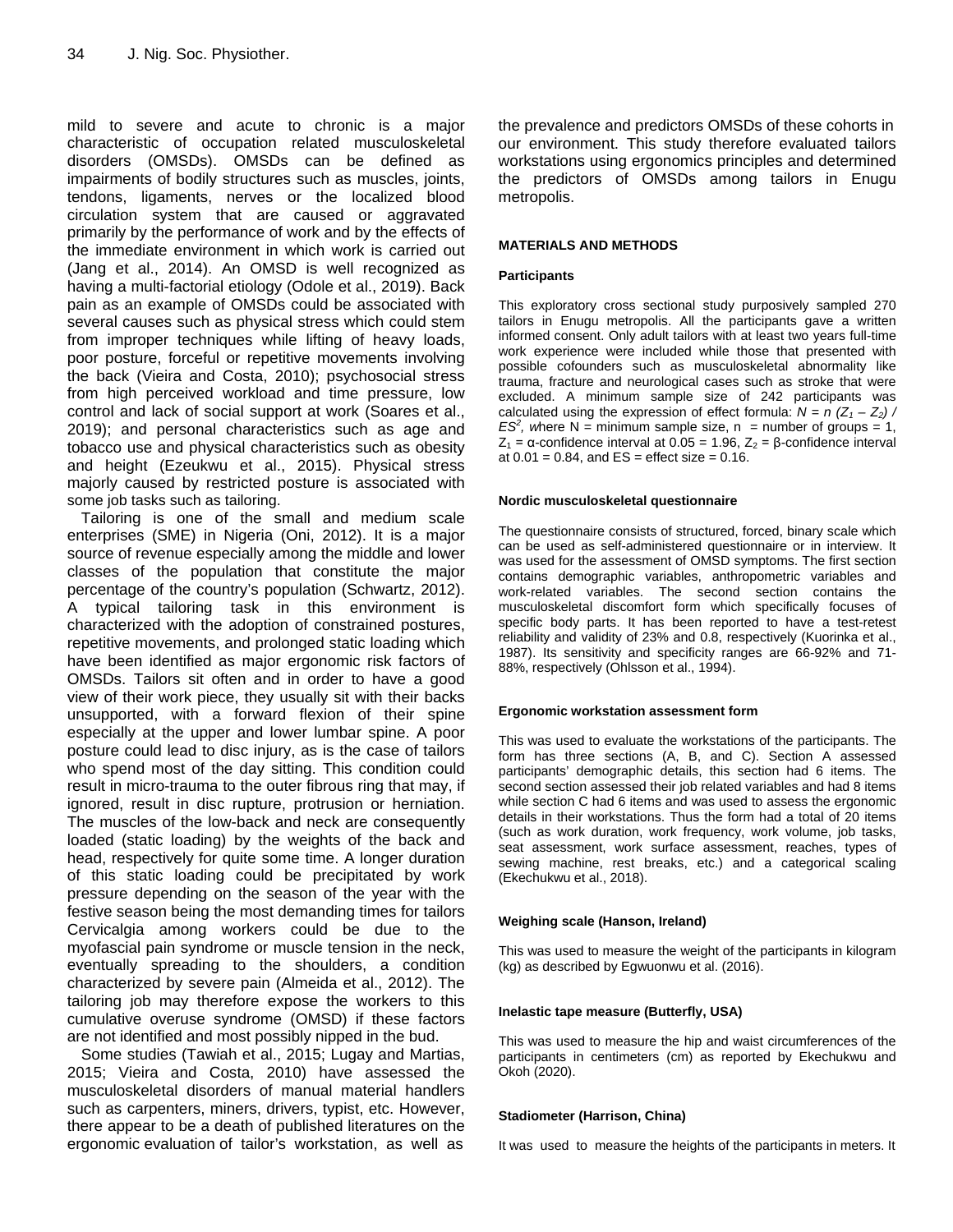mild to severe and acute to chronic is a major characteristic of occupation related musculoskeletal disorders (OMSDs). OMSDs can be defined as impairments of bodily structures such as muscles, joints, tendons, ligaments, nerves or the localized blood circulation system that are caused or aggravated primarily by the performance of work and by the effects of the immediate environment in which work is carried out (Jang et al., 2014). An OMSD is well recognized as having a multi-factorial etiology (Odole et al., 2019). Back pain as an example of OMSDs could be associated with several causes such as physical stress which could stem from improper techniques while lifting of heavy loads, poor posture, forceful or repetitive movements involving the back (Vieira and Costa, 2010); psychosocial stress from high perceived workload and time pressure, low control and lack of social support at work (Soares et al., 2019); and personal characteristics such as age and tobacco use and physical characteristics such as obesity and height (Ezeukwu et al., 2015). Physical stress majorly caused by restricted posture is associated with some job tasks such as tailoring.

Tailoring is one of the small and medium scale enterprises (SME) in Nigeria (Oni, 2012). It is a major source of revenue especially among the middle and lower classes of the population that constitute the major percentage of the country's population (Schwartz, 2012). A typical tailoring task in this environment is characterized with the adoption of constrained postures, repetitive movements, and prolonged static loading which have been identified as major ergonomic risk factors of OMSDs. Tailors sit often and in order to have a good view of their work piece, they usually sit with their backs unsupported, with a forward flexion of their spine especially at the upper and lower lumbar spine. A poor posture could lead to disc injury, as is the case of tailors who spend most of the day sitting. This condition could result in micro-trauma to the outer fibrous ring that may, if ignored, result in disc rupture, protrusion or herniation. The muscles of the low-back and neck are consequently loaded (static loading) by the weights of the back and head, respectively for quite some time. A longer duration of this static loading could be precipitated by work pressure depending on the season of the year with the festive season being the most demanding times for tailors Cervicalgia among workers could be due to the myofascial pain syndrome or muscle tension in the neck, eventually spreading to the shoulders, a condition characterized by severe pain (Almeida et al., 2012). The tailoring job may therefore expose the workers to this cumulative overuse syndrome (OMSD) if these factors are not identified and most possibly nipped in the bud.

Some studies (Tawiah et al., 2015; Lugay and Martias, 2015; Vieira and Costa, 2010) have assessed the musculoskeletal disorders of manual material handlers such as carpenters, miners, drivers, typist, etc. However, there appear to be a death of published literatures on the ergonomic evaluation of tailor's workstation, as well as the prevalence and predictors OMSDs of these cohorts in our environment. This study therefore evaluated tailors workstations using ergonomics principles and determined the predictors of OMSDs among tailors in Enugu metropolis.

## MATERIALS AND METHODS

### Participants

This exploratory cross sectional study purposively sampled 270 tailors in Enugu metropolis. All the participants gave a written informed consent. Only adult tailors with at least two years full-time work experience were included while those that presented with possible cofounders such as musculoskeletal abnormality like trauma, fracture and neurological cases such as stroke that were excluded. A minimum sample size of 242 participants was calculated using the expression of effect formula: $N = n\ (Z_1 - Z_2) / ES^2$, *w*here N = minimum sample size, n = number of groups = 1, $Z_1$ = α-confidence interval at 0.05 = 1.96, $Z_2$ = β-confidence interval at 0.01 = 0.84, and ES = effect size = 0.16.

### Nordic musculoskeletal questionnaire

The questionnaire consists of structured, forced, binary scale which can be used as self-administered questionnaire or in interview. It was used for the assessment of OMSD symptoms. The first section contains demographic variables, anthropometric variables and work-related variables. The second section contains the musculoskeletal discomfort form which specifically focuses of specific body parts. It has been reported to have a test-retest reliability and validity of 23% and 0.8, respectively (Kuorinka et al., 1987). Its sensitivity and specificity ranges are 66-92% and 71-88%, respectively (Ohlsson et al., 1994).

### Ergonomic workstation assessment form

This was used to evaluate the workstations of the participants. The form has three sections (A, B, and C). Section A assessed participants' demographic details, this section had 6 items. The second section assessed their job related variables and had 8 items while section C had 6 items and was used to assess the ergonomic details in their workstations. Thus the form had a total of 20 items (such as work duration, work frequency, work volume, job tasks, seat assessment, work surface assessment, reaches, types of sewing machine, rest breaks, etc.) and a categorical scaling (Ekechukwu et al., 2018).

### Weighing scale (Hanson, Ireland)

This was used to measure the weight of the participants in kilogram (kg) as described by Egwuonwu et al. (2016).

### Inelastic tape measure (Butterfly, USA)

This was used to measure the hip and waist circumferences of the participants in centimeters (cm) as reported by Ekechukwu and Okoh (2020).

### Stadiometer (Harrison, China)

It was used to measure the heights of the participants in meters. It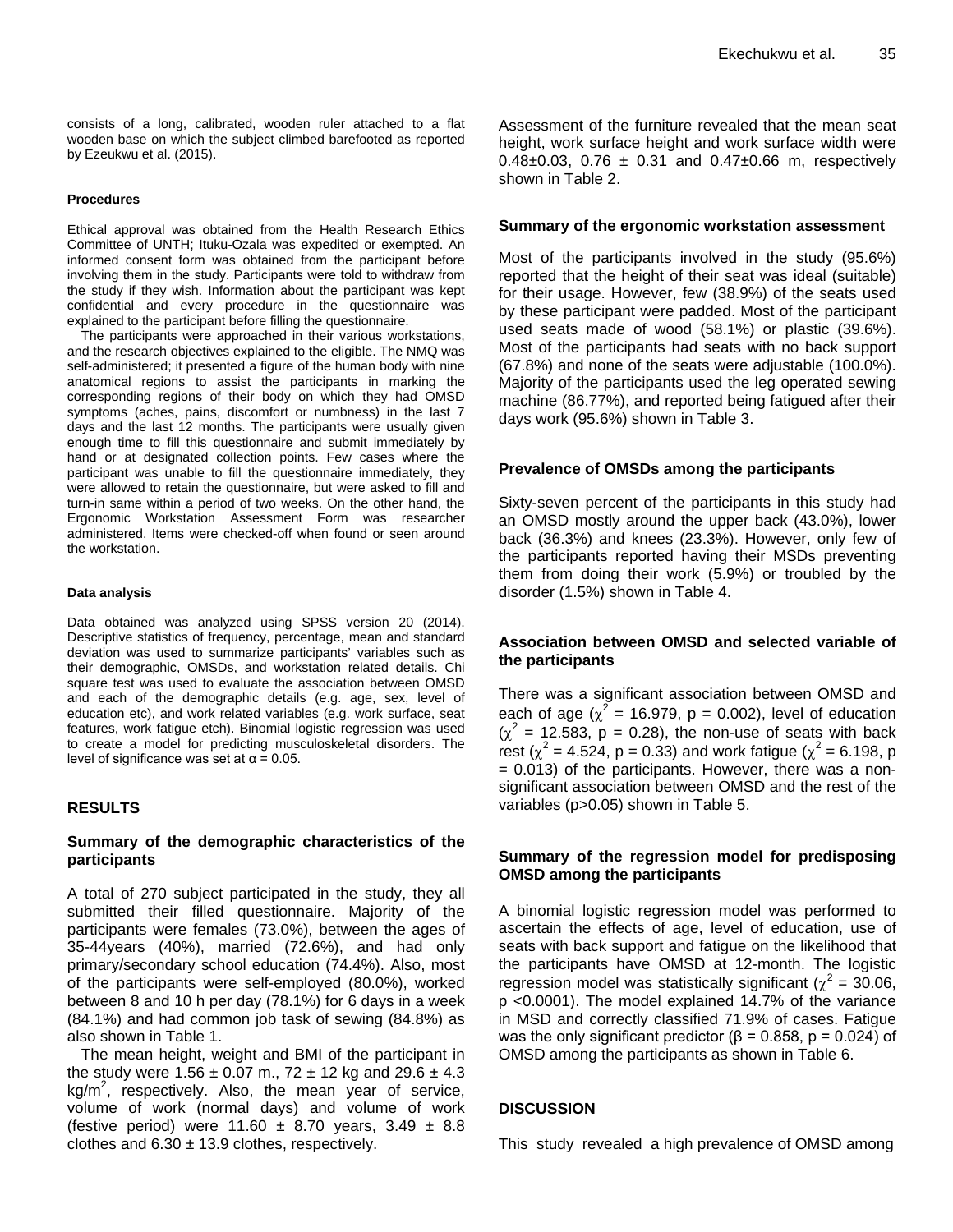consists of a long, calibrated, wooden ruler attached to a flat wooden base on which the subject climbed barefooted as reported by Ezeukwu et al. (2015).

#### Procedures

Ethical approval was obtained from the Health Research Ethics Committee of UNTH; Ituku-Ozala was expedited or exempted. An informed consent form was obtained from the participant before involving them in the study. Participants were told to withdraw from the study if they wish. Information about the participant was kept confidential and every procedure in the questionnaire was explained to the participant before filling the questionnaire.

The participants were approached in their various workstations, and the research objectives explained to the eligible. The NMQ was self-administered; it presented a figure of the human body with nine anatomical regions to assist the participants in marking the corresponding regions of their body on which they had OMSD symptoms (aches, pains, discomfort or numbness) in the last 7 days and the last 12 months. The participants were usually given enough time to fill this questionnaire and submit immediately by hand or at designated collection points. Few cases where the participant was unable to fill the questionnaire immediately, they were allowed to retain the questionnaire, but were asked to fill and turn-in same within a period of two weeks. On the other hand, the Ergonomic Workstation Assessment Form was researcher administered. Items were checked-off when found or seen around the workstation.

#### Data analysis

Data obtained was analyzed using SPSS version 20 (2014). Descriptive statistics of frequency, percentage, mean and standard deviation was used to summarize participants' variables such as their demographic, OMSDs, and workstation related details. Chi square test was used to evaluate the association between OMSD and each of the demographic details (e.g. age, sex, level of education etc), and work related variables (e.g. work surface, seat features, work fatigue etch). Binomial logistic regression was used to create a model for predicting musculoskeletal disorders. The level of significance was set at $\alpha = 0.05$.

## RESULTS

### Summary of the demographic characteristics of the participants

A total of 270 subject participated in the study, they all submitted their filled questionnaire. Majority of the participants were females (73.0%), between the ages of 35-44years (40%), married (72.6%), and had only primary/secondary school education (74.4%). Also, most of the participants were self-employed (80.0%), worked between 8 and 10 h per day (78.1%) for 6 days in a week (84.1%) and had common job task of sewing (84.8%) as also shown in Table 1.

The mean height, weight and BMI of the participant in the study were 1.56 ± 0.07 m., 72 ± 12 kg and 29.6 ± 4.3 kg/m$^2$, respectively. Also, the mean year of service, volume of work (normal days) and volume of work (festive period) were 11.60 ± 8.70 years, 3.49 ± 8.8 clothes and 6.30 ± 13.9 clothes, respectively.

Assessment of the furniture revealed that the mean seat height, work surface height and work surface width were 0.48±0.03, 0.76 ± 0.31 and 0.47±0.66 m, respectively shown in Table 2.

### Summary of the ergonomic workstation assessment

Most of the participants involved in the study (95.6%) reported that the height of their seat was ideal (suitable) for their usage. However, few (38.9%) of the seats used by these participant were padded. Most of the participant used seats made of wood (58.1%) or plastic (39.6%). Most of the participants had seats with no back support (67.8%) and none of the seats were adjustable (100.0%). Majority of the participants used the leg operated sewing machine (86.77%), and reported being fatigued after their days work (95.6%) shown in Table 3.

### Prevalence of OMSDs among the participants

Sixty-seven percent of the participants in this study had an OMSD mostly around the upper back (43.0%), lower back (36.3%) and knees (23.3%). However, only few of the participants reported having their MSDs preventing them from doing their work (5.9%) or troubled by the disorder (1.5%) shown in Table 4.

### Association between OMSD and selected variable of the participants

There was a significant association between OMSD and each of age ($\chi^2$ = 16.979, p = 0.002), level of education ($\chi^2$ = 12.583, p = 0.28), the non-use of seats with back rest ($\chi^2$ = 4.524, p = 0.33) and work fatigue ($\chi^2$ = 6.198, p = 0.013) of the participants. However, there was a non-significant association between OMSD and the rest of the variables (p>0.05) shown in Table 5.

### Summary of the regression model for predisposing OMSD among the participants

A binomial logistic regression model was performed to ascertain the effects of age, level of education, use of seats with back support and fatigue on the likelihood that the participants have OMSD at 12-month. The logistic regression model was statistically significant ($\chi^2$ = 30.06, p <0.0001). The model explained 14.7% of the variance in MSD and correctly classified 71.9% of cases. Fatigue was the only significant predictor (β = 0.858, p = 0.024) of OMSD among the participants as shown in Table 6.

## DISCUSSION

This study revealed a high prevalence of OMSD among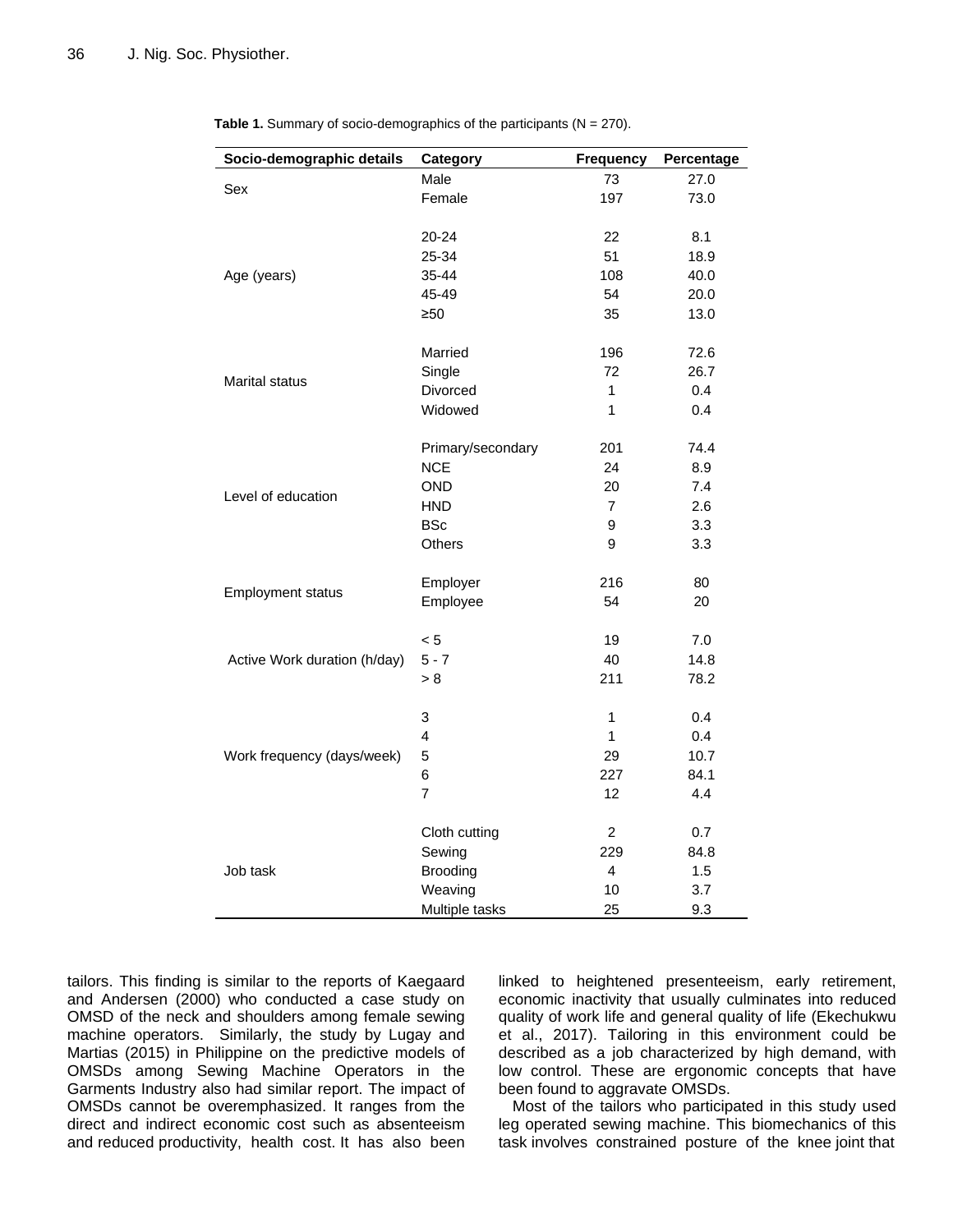**Table 1.** Summary of socio-demographics of the participants (N = 270).

| Socio-demographic details | Category | Frequency | Percentage |
|---|---|---|---|
| Sex | Male | 73 | 27.0 |
| | Female | 197 | 73.0 |
| Age (years) | 20-24 | 22 | 8.1 |
| | 25-34 | 51 | 18.9 |
| | 35-44 | 108 | 40.0 |
| | 45-49 | 54 | 20.0 |
| | ≥50 | 35 | 13.0 |
| Marital status | Married | 196 | 72.6 |
| | Single | 72 | 26.7 |
| | Divorced | 1 | 0.4 |
| | Widowed | 1 | 0.4 |
| Level of education | Primary/secondary | 201 | 74.4 |
| | NCE | 24 | 8.9 |
| | OND | 20 | 7.4 |
| | HND | 7 | 2.6 |
| | BSc | 9 | 3.3 |
| | Others | 9 | 3.3 |
| Employment status | Employer | 216 | 80 |
| | Employee | 54 | 20 |
| Active Work duration (h/day) | < 5 | 19 | 7.0 |
| | 5 - 7 | 40 | 14.8 |
| | > 8 | 211 | 78.2 |
| Work frequency (days/week) | 3 | 1 | 0.4 |
| | 4 | 1 | 0.4 |
| | 5 | 29 | 10.7 |
| | 6 | 227 | 84.1 |
| | 7 | 12 | 4.4 |
| Job task | Cloth cutting | 2 | 0.7 |
| | Sewing | 229 | 84.8 |
| | Brooding | 4 | 1.5 |
| | Weaving | 10 | 3.7 |
| | Multiple tasks | 25 | 9.3 |

tailors. This finding is similar to the reports of Kaegaard and Andersen (2000) who conducted a case study on OMSD of the neck and shoulders among female sewing machine operators. Similarly, the study by Lugay and Martias (2015) in Philippine on the predictive models of OMSDs among Sewing Machine Operators in the Garments Industry also had similar report. The impact of OMSDs cannot be overemphasized. It ranges from the direct and indirect economic cost such as absenteeism and reduced productivity, health cost. It has also been linked to heightened presenteeism, early retirement, economic inactivity that usually culminates into reduced quality of work life and general quality of life (Ekechukwu et al., 2017). Tailoring in this environment could be described as a job characterized by high demand, with low control. These are ergonomic concepts that have been found to aggravate OMSDs.

Most of the tailors who participated in this study used leg operated sewing machine. This biomechanics of this task involves constrained posture of the knee joint that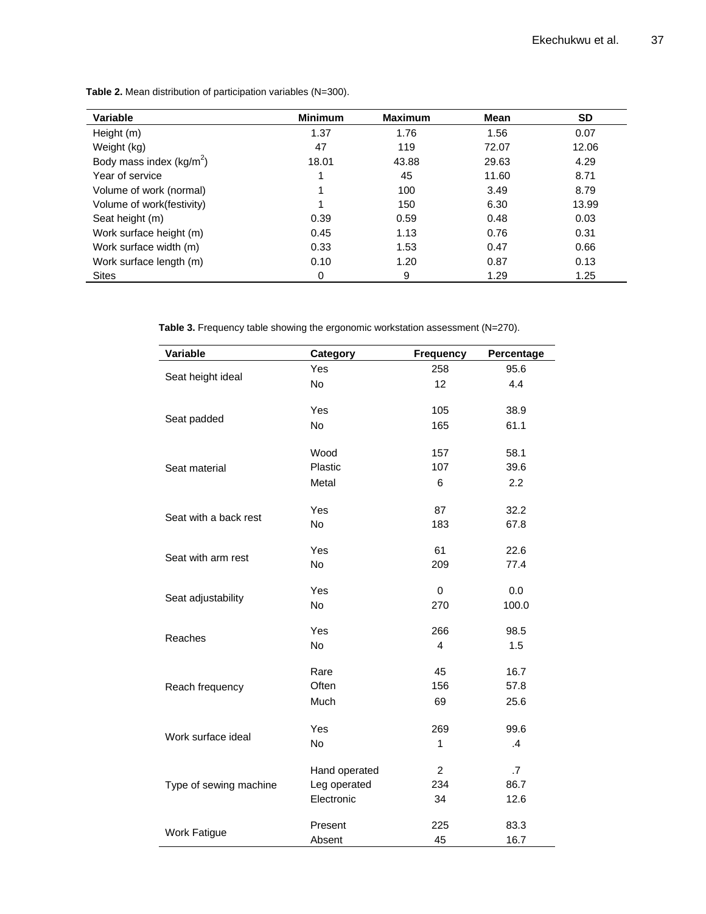**Table 2.** Mean distribution of participation variables (N=300).

| Variable | Minimum | Maximum | Mean | SD |
|---|---|---|---|---|
| Height (m) | 1.37 | 1.76 | 1.56 | 0.07 |
| Weight (kg) | 47 | 119 | 72.07 | 12.06 |
| Body mass index (kg/m$^2$) | 18.01 | 43.88 | 29.63 | 4.29 |
| Year of service | 1 | 45 | 11.60 | 8.71 |
| Volume of work (normal) | 1 | 100 | 3.49 | 8.79 |
| Volume of work(festivity) | 1 | 150 | 6.30 | 13.99 |
| Seat height (m) | 0.39 | 0.59 | 0.48 | 0.03 |
| Work surface height (m) | 0.45 | 1.13 | 0.76 | 0.31 |
| Work surface width (m) | 0.33 | 1.53 | 0.47 | 0.66 |
| Work surface length (m) | 0.10 | 1.20 | 0.87 | 0.13 |
| Sites | 0 | 9 | 1.29 | 1.25 |

**Table 3.** Frequency table showing the ergonomic workstation assessment (N=270).

| Variable | Category | Frequency | Percentage |
|---|---|---|---|
| Seat height ideal | Yes | 258 | 95.6 |
| | No | 12 | 4.4 |
| Seat padded | Yes | 105 | 38.9 |
| | No | 165 | 61.1 |
| Seat material | Wood | 157 | 58.1 |
| | Plastic | 107 | 39.6 |
| | Metal | 6 | 2.2 |
| Seat with a back rest | Yes | 87 | 32.2 |
| | No | 183 | 67.8 |
| Seat with arm rest | Yes | 61 | 22.6 |
| | No | 209 | 77.4 |
| Seat adjustability | Yes | 0 | 0.0 |
| | No | 270 | 100.0 |
| Reaches | Yes | 266 | 98.5 |
| | No | 4 | 1.5 |
| Reach frequency | Rare | 45 | 16.7 |
| | Often | 156 | 57.8 |
| | Much | 69 | 25.6 |
| Work surface ideal | Yes | 269 | 99.6 |
| | No | 1 | .4 |
| Type of sewing machine | Hand operated | 2 | .7 |
| | Leg operated | 234 | 86.7 |
| | Electronic | 34 | 12.6 |
| Work Fatigue | Present | 225 | 83.3 |
| | Absent | 45 | 16.7 |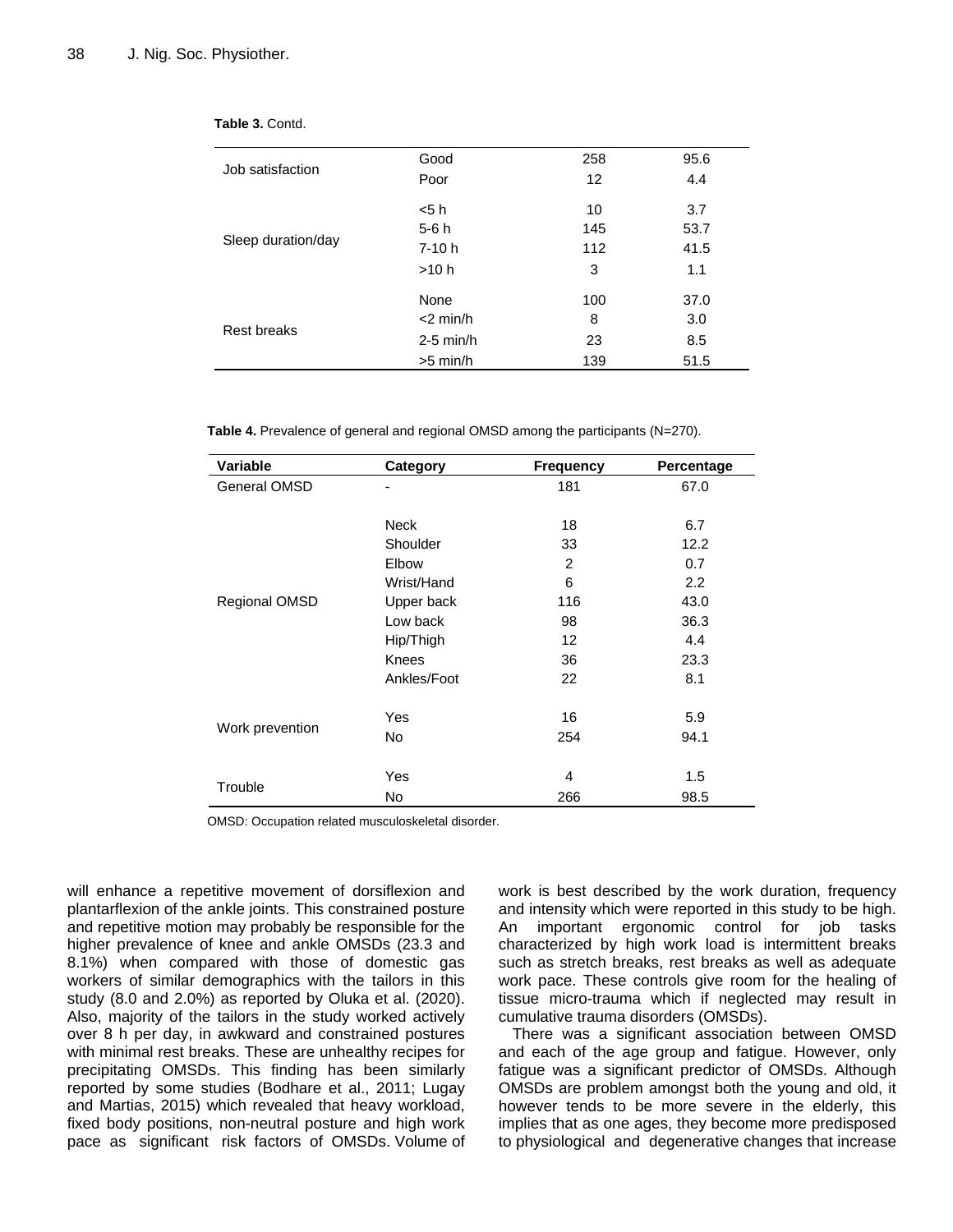**Table 3.** Contd.

| | | | |
|---|---|---|---|
| Job satisfaction | Good | 258 | 95.6 |
| | Poor | 12 | 4.4 |
| Sleep duration/day | <5 h | 10 | 3.7 |
| | 5-6 h | 145 | 53.7 |
| | 7-10 h | 112 | 41.5 |
| | >10 h | 3 | 1.1 |
| Rest breaks | None | 100 | 37.0 |
| | <2 min/h | 8 | 3.0 |
| | 2-5 min/h | 23 | 8.5 |
| | >5 min/h | 139 | 51.5 |

**Table 4.** Prevalence of general and regional OMSD among the participants (N=270).

| Variable | Category | Frequency | Percentage |
|---|---|---|---|
| General OMSD | - | 181 | 67.0 |
| Regional OMSD | Neck | 18 | 6.7 |
| | Shoulder | 33 | 12.2 |
| | Elbow | 2 | 0.7 |
| | Wrist/Hand | 6 | 2.2 |
| | Upper back | 116 | 43.0 |
| | Low back | 98 | 36.3 |
| | Hip/Thigh | 12 | 4.4 |
| | Knees | 36 | 23.3 |
| | Ankles/Foot | 22 | 8.1 |
| Work prevention | Yes | 16 | 5.9 |
| | No | 254 | 94.1 |
| Trouble | Yes | 4 | 1.5 |
| | No | 266 | 98.5 |

OMSD: Occupation related musculoskeletal disorder.

will enhance a repetitive movement of dorsiflexion and plantarflexion of the ankle joints. This constrained posture and repetitive motion may probably be responsible for the higher prevalence of knee and ankle OMSDs (23.3 and 8.1%) when compared with those of domestic gas workers of similar demographics with the tailors in this study (8.0 and 2.0%) as reported by Oluka et al. (2020). Also, majority of the tailors in the study worked actively over 8 h per day, in awkward and constrained postures with minimal rest breaks. These are unhealthy recipes for precipitating OMSDs. This finding has been similarly reported by some studies (Bodhare et al., 2011; Lugay and Martias, 2015) which revealed that heavy workload, fixed body positions, non-neutral posture and high work pace as significant risk factors of OMSDs. Volume of work is best described by the work duration, frequency and intensity which were reported in this study to be high. An important ergonomic control for job tasks characterized by high work load is intermittent breaks such as stretch breaks, rest breaks as well as adequate work pace. These controls give room for the healing of tissue micro-trauma which if neglected may result in cumulative trauma disorders (OMSDs).

There was a significant association between OMSD and each of the age group and fatigue. However, only fatigue was a significant predictor of OMSDs. Although OMSDs are problem amongst both the young and old, it however tends to be more severe in the elderly, this implies that as one ages, they become more predisposed to physiological and degenerative changes that increase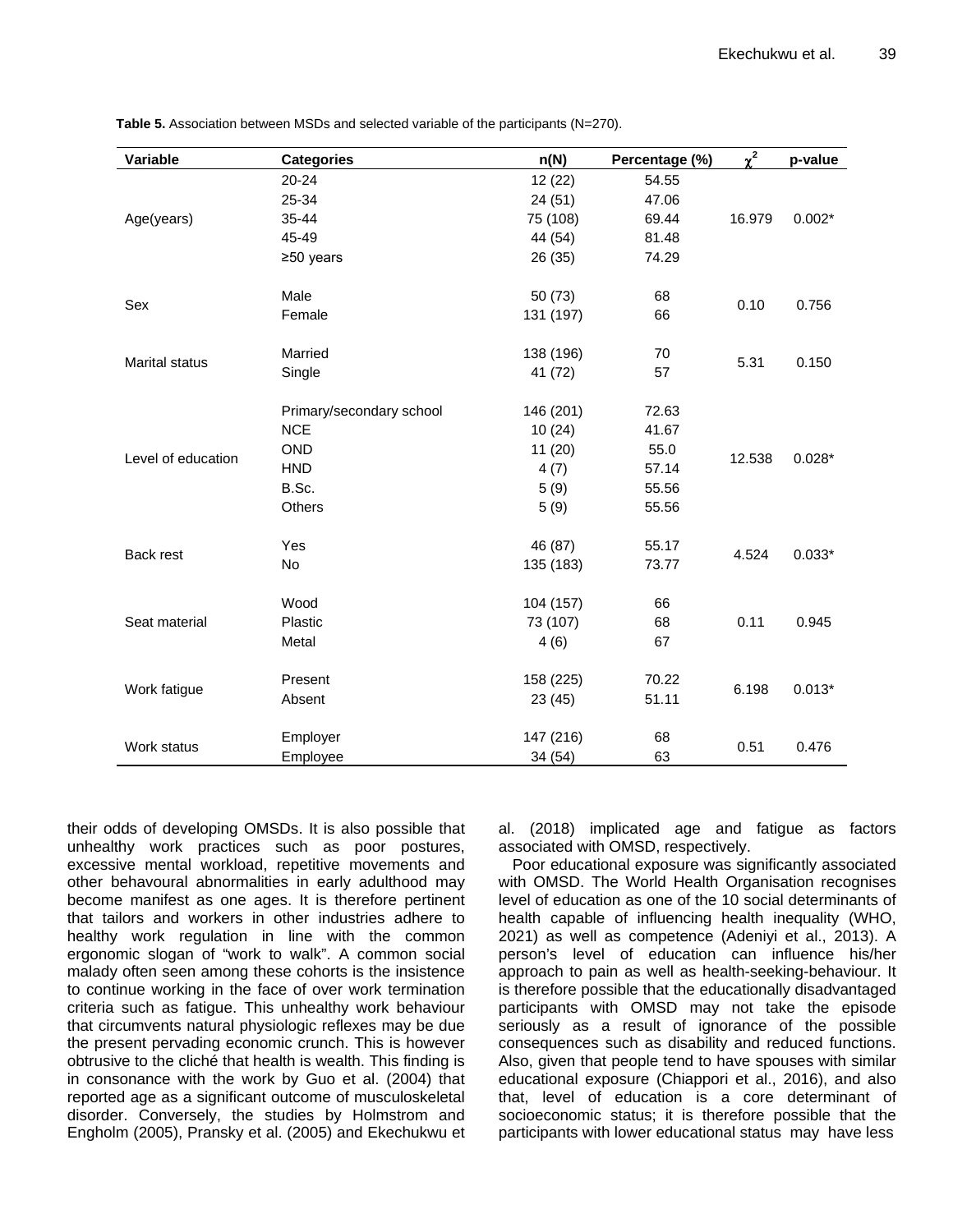**Table 5.** Association between MSDs and selected variable of the participants (N=270).

| Variable | Categories | n(N) | Percentage (%) | $\chi^2$ | p-value |
|---|---|---|---|---|---|
| Age(years) | 20-24 | 12 (22) | 54.55 | 16.979 | 0.002* |
| | 25-34 | 24 (51) | 47.06 | | |
| | 35-44 | 75 (108) | 69.44 | | |
| | 45-49 | 44 (54) | 81.48 | | |
| | ≥50 years | 26 (35) | 74.29 | | |
| Sex | Male | 50 (73) | 68 | 0.10 | 0.756 |
| | Female | 131 (197) | 66 | | |
| Marital status | Married | 138 (196) | 70 | 5.31 | 0.150 |
| | Single | 41 (72) | 57 | | |
| Level of education | Primary/secondary school | 146 (201) | 72.63 | 12.538 | 0.028* |
| | NCE | 10 (24) | 41.67 | | |
| | OND | 11 (20) | 55.0 | | |
| | HND | 4 (7) | 57.14 | | |
| | B.Sc. | 5 (9) | 55.56 | | |
| | Others | 5 (9) | 55.56 | | |
| Back rest | Yes | 46 (87) | 55.17 | 4.524 | 0.033* |
| | No | 135 (183) | 73.77 | | |
| Seat material | Wood | 104 (157) | 66 | 0.11 | 0.945 |
| | Plastic | 73 (107) | 68 | | |
| | Metal | 4 (6) | 67 | | |
| Work fatigue | Present | 158 (225) | 70.22 | 6.198 | 0.013* |
| | Absent | 23 (45) | 51.11 | | |
| Work status | Employer | 147 (216) | 68 | 0.51 | 0.476 |
| | Employee | 34 (54) | 63 | | |

their odds of developing OMSDs. It is also possible that unhealthy work practices such as poor postures, excessive mental workload, repetitive movements and other behavoural abnormalities in early adulthood may become manifest as one ages. It is therefore pertinent that tailors and workers in other industries adhere to healthy work regulation in line with the common ergonomic slogan of "work to walk". A common social malady often seen among these cohorts is the insistence to continue working in the face of over work termination criteria such as fatigue. This unhealthy work behaviour that circumvents natural physiologic reflexes may be due the present pervading economic crunch. This is however obtrusive to the cliché that health is wealth. This finding is in consonance with the work by Guo et al. (2004) that reported age as a significant outcome of musculoskeletal disorder. Conversely, the studies by Holmstrom and Engholm (2005), Pransky et al. (2005) and Ekechukwu et al. (2018) implicated age and fatigue as factors associated with OMSD, respectively.

Poor educational exposure was significantly associated with OMSD. The World Health Organisation recognises level of education as one of the 10 social determinants of health capable of influencing health inequality (WHO, 2021) as well as competence (Adeniyi et al., 2013). A person's level of education can influence his/her approach to pain as well as health-seeking-behaviour. It is therefore possible that the educationally disadvantaged participants with OMSD may not take the episode seriously as a result of ignorance of the possible consequences such as disability and reduced functions. Also, given that people tend to have spouses with similar educational exposure (Chiappori et al., 2016), and also that, level of education is a core determinant of socioeconomic status; it is therefore possible that the participants with lower educational status may have less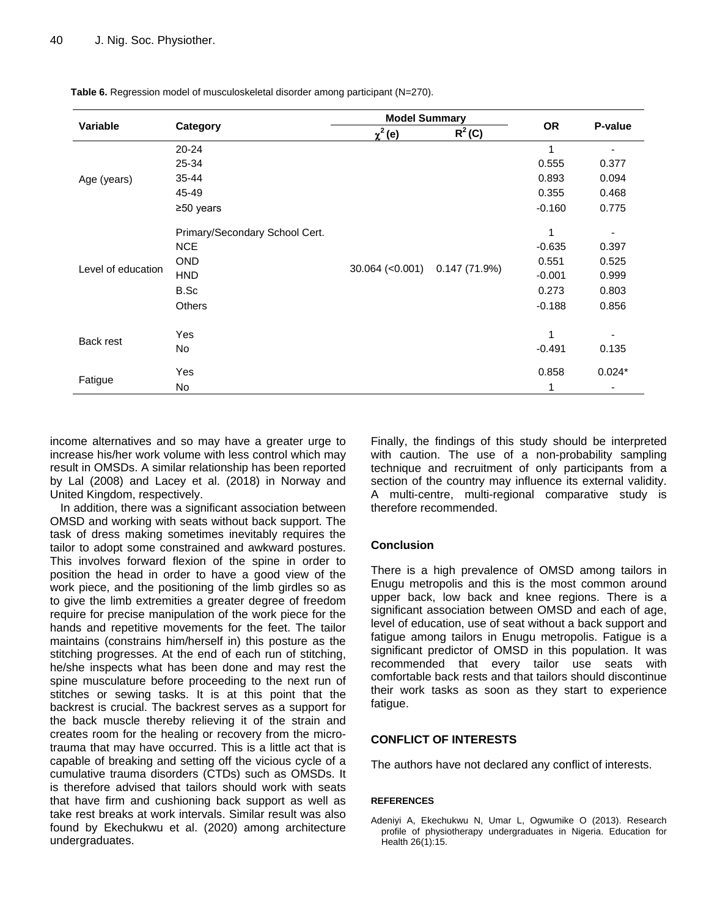**Table 6.** Regression model of musculoskeletal disorder among participant (N=270).

| Variable | Category | Model Summary | | OR | P-value |
|---|---|---|---|---|---|
| | | $\chi^2$ (e) | $R^2$ (C) | | |
| Age (years) | 20-24 | | | 1 | - |
| | 25-34 | | | 0.555 | 0.377 |
| | 35-44 | | | 0.893 | 0.094 |
| | 45-49 | | | 0.355 | 0.468 |
| | ≥50 years | | | -0.160 | 0.775 |
| Level of education | Primary/Secondary School Cert. | | | 1 | - |
| | NCE | | | -0.635 | 0.397 |
| | OND | 30.064 (<0.001) | 0.147 (71.9%) | 0.551 | 0.525 |
| | HND | | | -0.001 | 0.999 |
| | B.Sc | | | 0.273 | 0.803 |
| | Others | | | -0.188 | 0.856 |
| Back rest | Yes | | | 1 | - |
| | No | | | -0.491 | 0.135 |
| Fatigue | Yes | | | 0.858 | 0.024* |
| | No | | | 1 | - |

income alternatives and so may have a greater urge to increase his/her work volume with less control which may result in OMSDs. A similar relationship has been reported by Lal (2008) and Lacey et al. (2018) in Norway and United Kingdom, respectively.

In addition, there was a significant association between OMSD and working with seats without back support. The task of dress making sometimes inevitably requires the tailor to adopt some constrained and awkward postures. This involves forward flexion of the spine in order to position the head in order to have a good view of the work piece, and the positioning of the limb girdles so as to give the limb extremities a greater degree of freedom require for precise manipulation of the work piece for the hands and repetitive movements for the feet. The tailor maintains (constrains him/herself in) this posture as the stitching progresses. At the end of each run of stitching, he/she inspects what has been done and may rest the spine musculature before proceeding to the next run of stitches or sewing tasks. It is at this point that the backrest is crucial. The backrest serves as a support for the back muscle thereby relieving it of the strain and creates room for the healing or recovery from the micro-trauma that may have occurred. This is a little act that is capable of breaking and setting off the vicious cycle of a cumulative trauma disorders (CTDs) such as OMSDs. It is therefore advised that tailors should work with seats that have firm and cushioning back support as well as take rest breaks at work intervals. Similar result was also found by Ekechukwu et al. (2020) among architecture undergraduates.

Finally, the findings of this study should be interpreted with caution. The use of a non-probability sampling technique and recruitment of only participants from a section of the country may influence its external validity. A multi-centre, multi-regional comparative study is therefore recommended.

## Conclusion

There is a high prevalence of OMSD among tailors in Enugu metropolis and this is the most common around upper back, low back and knee regions. There is a significant association between OMSD and each of age, level of education, use of seat without a back support and fatigue among tailors in Enugu metropolis. Fatigue is a significant predictor of OMSD in this population. It was recommended that every tailor use seats with comfortable back rests and that tailors should discontinue their work tasks as soon as they start to experience fatigue.

## CONFLICT OF INTERESTS

The authors have not declared any conflict of interests.

## REFERENCES

Adeniyi A, Ekechukwu N, Umar L, Ogwumike O (2013). Research profile of physiotherapy undergraduates in Nigeria. Education for Health 26(1):15.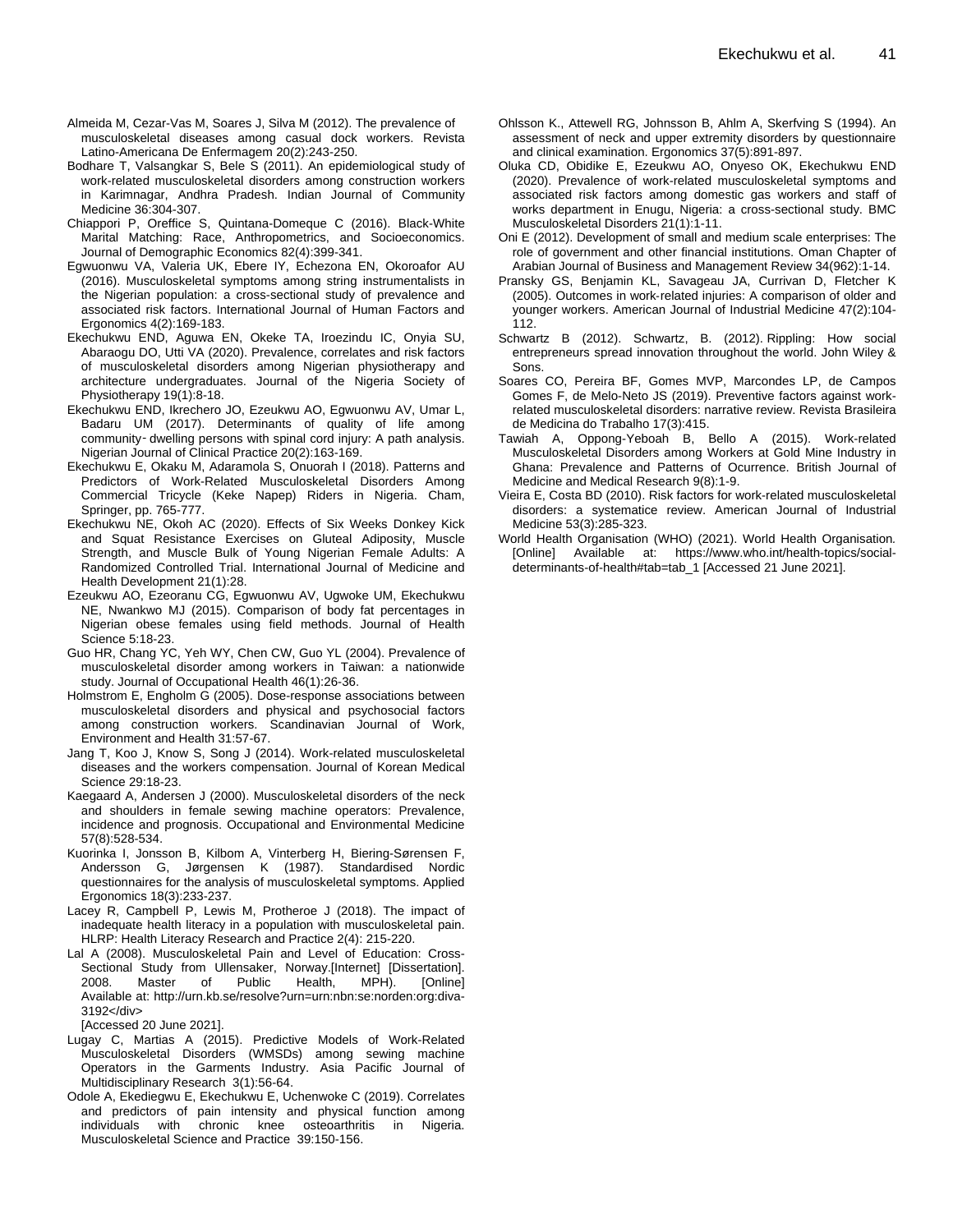Almeida M, Cezar-Vas M, Soares J, Silva M (2012). The prevalence of musculoskeletal diseases among casual dock workers. Revista Latino-Americana De Enfermagem 20(2):243-250.

Bodhare T, Valsangkar S, Bele S (2011). An epidemiological study of work-related musculoskeletal disorders among construction workers in Karimnagar, Andhra Pradesh. Indian Journal of Community Medicine 36:304-307.

Chiappori P, Oreffice S, Quintana-Domeque C (2016). Black-White Marital Matching: Race, Anthropometrics, and Socioeconomics. Journal of Demographic Economics 82(4):399-341.

Egwuonwu VA, Valeria UK, Ebere IY, Echezona EN, Okoroafor AU (2016). Musculoskeletal symptoms among string instrumentalists in the Nigerian population: a cross-sectional study of prevalence and associated risk factors. International Journal of Human Factors and Ergonomics 4(2):169-183.

Ekechukwu END, Aguwa EN, Okeke TA, Iroezindu IC, Onyia SU, Abaraogu DO, Utti VA (2020). Prevalence, correlates and risk factors of musculoskeletal disorders among Nigerian physiotherapy and architecture undergraduates. Journal of the Nigeria Society of Physiotherapy 19(1):8-18.

Ekechukwu END, Ikrechero JO, Ezeukwu AO, Egwuonwu AV, Umar L, Badaru UM (2017). Determinants of quality of life among community‑ dwelling persons with spinal cord injury: A path analysis. Nigerian Journal of Clinical Practice 20(2):163-169.

Ekechukwu E, Okaku M, Adaramola S, Onuorah I (2018). Patterns and Predictors of Work-Related Musculoskeletal Disorders Among Commercial Tricycle (Keke Napep) Riders in Nigeria. Cham, Springer, pp. 765-777.

Ekechukwu NE, Okoh AC (2020). Effects of Six Weeks Donkey Kick and Squat Resistance Exercises on Gluteal Adiposity, Muscle Strength, and Muscle Bulk of Young Nigerian Female Adults: A Randomized Controlled Trial. International Journal of Medicine and Health Development 21(1):28.

Ezeukwu AO, Ezeoranu CG, Egwuonwu AV, Ugwoke UM, Ekechukwu NE, Nwankwo MJ (2015). Comparison of body fat percentages in Nigerian obese females using field methods. Journal of Health Science 5:18-23.

Guo HR, Chang YC, Yeh WY, Chen CW, Guo YL (2004). Prevalence of musculoskeletal disorder among workers in Taiwan: a nationwide study. Journal of Occupational Health 46(1):26-36.

Holmstrom E, Engholm G (2005). Dose-response associations between musculoskeletal disorders and physical and psychosocial factors among construction workers. Scandinavian Journal of Work, Environment and Health 31:57-67.

Jang T, Koo J, Know S, Song J (2014). Work-related musculoskeletal diseases and the workers compensation. Journal of Korean Medical Science 29:18-23.

Kaegaard A, Andersen J (2000). Musculoskeletal disorders of the neck and shoulders in female sewing machine operators: Prevalence, incidence and prognosis. Occupational and Environmental Medicine 57(8):528-534.

Kuorinka I, Jonsson B, Kilbom A, Vinterberg H, Biering-Sørensen F, Andersson G, Jørgensen K (1987). Standardised Nordic questionnaires for the analysis of musculoskeletal symptoms. Applied Ergonomics 18(3):233-237.

Lacey R, Campbell P, Lewis M, Protheroe J (2018). The impact of inadequate health literacy in a population with musculoskeletal pain. HLRP: Health Literacy Research and Practice 2(4): 215-220.

Lal A (2008). Musculoskeletal Pain and Level of Education: Cross-Sectional Study from Ullensaker, Norway.[Internet] [Dissertation]. 2008. Master of Public Health, MPH). [Online] Available at: http://urn.kb.se/resolve?urn=urn:nbn:se:norden:org:diva-3192</div>
[Accessed 20 June 2021].

Lugay C, Martias A (2015). Predictive Models of Work-Related Musculoskeletal Disorders (WMSDs) among sewing machine Operators in the Garments Industry. Asia Pacific Journal of Multidisciplinary Research 3(1):56-64.

Odole A, Ekediegwu E, Ekechukwu E, Uchenwoke C (2019). Correlates and predictors of pain intensity and physical function among individuals with chronic knee osteoarthritis in Nigeria. Musculoskeletal Science and Practice 39:150-156.

Ohlsson K., Attewell RG, Johnsson B, Ahlm A, Skerfving S (1994). An assessment of neck and upper extremity disorders by questionnaire and clinical examination. Ergonomics 37(5):891-897.

Oluka CD, Obidike E, Ezeukwu AO, Onyeso OK, Ekechukwu END (2020). Prevalence of work-related musculoskeletal symptoms and associated risk factors among domestic gas workers and staff of works department in Enugu, Nigeria: a cross-sectional study. BMC Musculoskeletal Disorders 21(1):1-11.

Oni E (2012). Development of small and medium scale enterprises: The role of government and other financial institutions. Oman Chapter of Arabian Journal of Business and Management Review 34(962):1-14.

Pransky GS, Benjamin KL, Savageau JA, Currivan D, Fletcher K (2005). Outcomes in work-related injuries: A comparison of older and younger workers. American Journal of Industrial Medicine 47(2):104-112.

Schwartz B (2012). Schwartz, B. (2012). Rippling: How social entrepreneurs spread innovation throughout the world. John Wiley & Sons.

Soares CO, Pereira BF, Gomes MVP, Marcondes LP, de Campos Gomes F, de Melo-Neto JS (2019). Preventive factors against work-related musculoskeletal disorders: narrative review. Revista Brasileira de Medicina do Trabalho 17(3):415.

Tawiah A, Oppong-Yeboah B, Bello A (2015). Work-related Musculoskeletal Disorders among Workers at Gold Mine Industry in Ghana: Prevalence and Patterns of Ocurrence. British Journal of Medicine and Medical Research 9(8):1-9.

Vieira E, Costa BD (2010). Risk factors for work-related musculoskeletal disorders: a systematice review. American Journal of Industrial Medicine 53(3):285-323.

World Health Organisation (WHO) (2021). World Health Organisation. [Online] Available at: https://www.who.int/health-topics/social-determinants-of-health#tab=tab_1 [Accessed 21 June 2021].